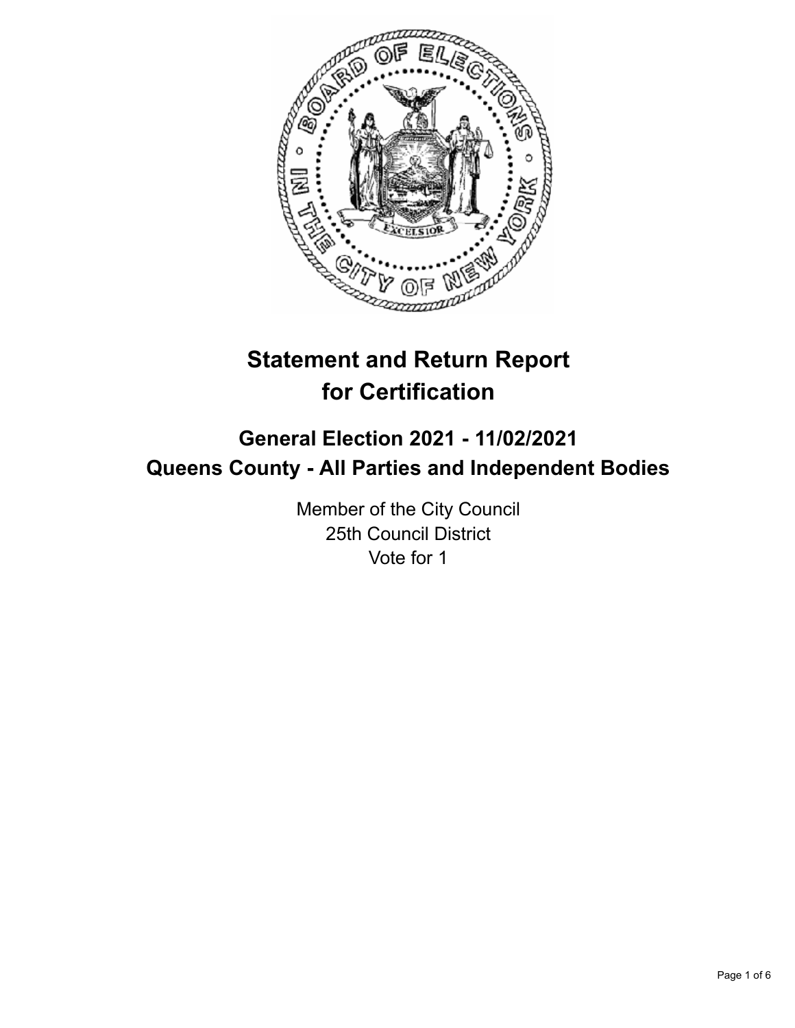# Statement and Return Report for Certification

## General Election 2021 - 11/02/2021
## Queens County - All Parties and Independent Bodies

Member of the City Council
25th Council District
Vote for 1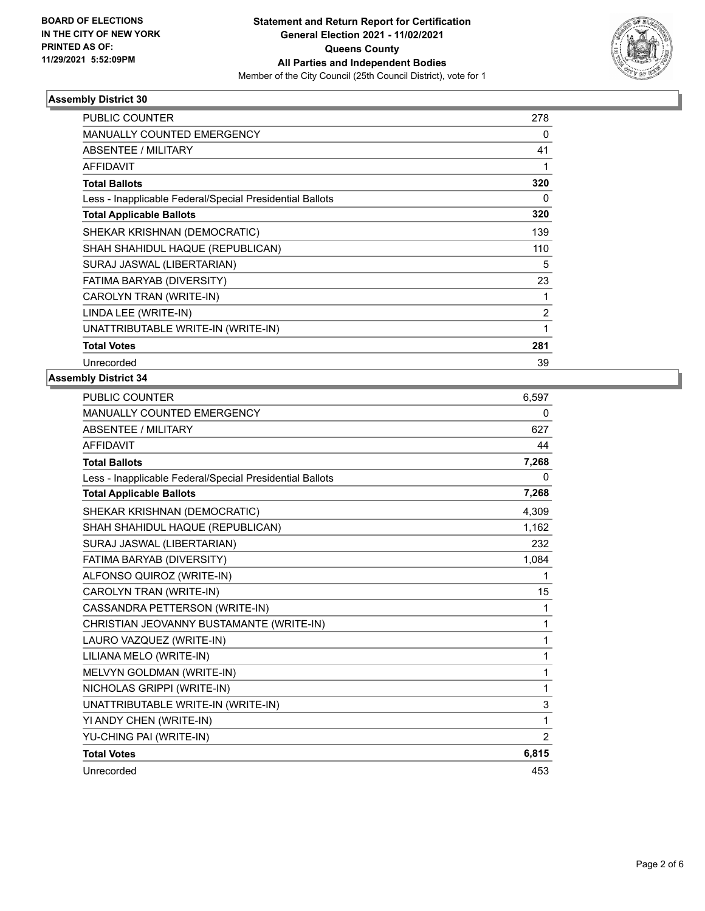**BOARD OF ELECTIONS IN THE CITY OF NEW YORK PRINTED AS OF: 11/29/2021 5:52:09PM**

**Statement and Return Report for Certification General Election 2021 - 11/02/2021 Queens County All Parties and Independent Bodies**

Member of the City Council (25th Council District), vote for 1

## Assembly District 30

| | |
|---|---|
| PUBLIC COUNTER | 278 |
| MANUALLY COUNTED EMERGENCY | 0 |
| ABSENTEE / MILITARY | 41 |
| AFFIDAVIT | 1 |
| **Total Ballots** | **320** |
| Less - Inapplicable Federal/Special Presidential Ballots | 0 |
| **Total Applicable Ballots** | **320** |
| SHEKAR KRISHNAN (DEMOCRATIC) | 139 |
| SHAH SHAHIDUL HAQUE (REPUBLICAN) | 110 |
| SURAJ JASWAL (LIBERTARIAN) | 5 |
| FATIMA BARYAB (DIVERSITY) | 23 |
| CAROLYN TRAN (WRITE-IN) | 1 |
| LINDA LEE (WRITE-IN) | 2 |
| UNATTRIBUTABLE WRITE-IN (WRITE-IN) | 1 |
| **Total Votes** | **281** |
| Unrecorded | 39 |

## Assembly District 34

| | |
|---|---|
| PUBLIC COUNTER | 6,597 |
| MANUALLY COUNTED EMERGENCY | 0 |
| ABSENTEE / MILITARY | 627 |
| AFFIDAVIT | 44 |
| **Total Ballots** | **7,268** |
| Less - Inapplicable Federal/Special Presidential Ballots | 0 |
| **Total Applicable Ballots** | **7,268** |
| SHEKAR KRISHNAN (DEMOCRATIC) | 4,309 |
| SHAH SHAHIDUL HAQUE (REPUBLICAN) | 1,162 |
| SURAJ JASWAL (LIBERTARIAN) | 232 |
| FATIMA BARYAB (DIVERSITY) | 1,084 |
| ALFONSO QUIROZ (WRITE-IN) | 1 |
| CAROLYN TRAN (WRITE-IN) | 15 |
| CASSANDRA PETTERSON (WRITE-IN) | 1 |
| CHRISTIAN JEOVANNY BUSTAMANTE (WRITE-IN) | 1 |
| LAURO VAZQUEZ (WRITE-IN) | 1 |
| LILIANA MELO (WRITE-IN) | 1 |
| MELVYN GOLDMAN (WRITE-IN) | 1 |
| NICHOLAS GRIPPI (WRITE-IN) | 1 |
| UNATTRIBUTABLE WRITE-IN (WRITE-IN) | 3 |
| YI ANDY CHEN (WRITE-IN) | 1 |
| YU-CHING PAI (WRITE-IN) | 2 |
| **Total Votes** | **6,815** |
| Unrecorded | 453 |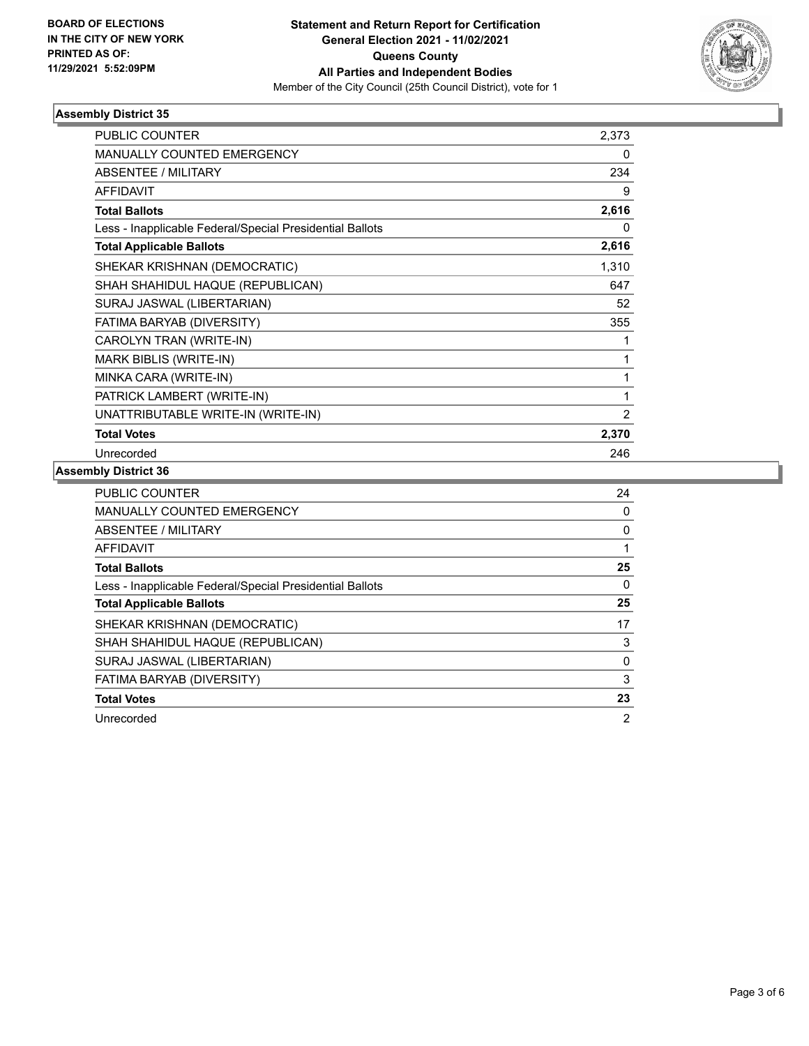**BOARD OF ELECTIONS IN THE CITY OF NEW YORK PRINTED AS OF: 11/29/2021 5:52:09PM**

**Statement and Return Report for Certification**
**General Election 2021 - 11/02/2021**
**Queens County**
**All Parties and Independent Bodies**
Member of the City Council (25th Council District), vote for 1

### Assembly District 35

| | |
|---|---|
| PUBLIC COUNTER | 2,373 |
| MANUALLY COUNTED EMERGENCY | 0 |
| ABSENTEE / MILITARY | 234 |
| AFFIDAVIT | 9 |
| **Total Ballots** | **2,616** |
| Less - Inapplicable Federal/Special Presidential Ballots | 0 |
| **Total Applicable Ballots** | **2,616** |
| SHEKAR KRISHNAN (DEMOCRATIC) | 1,310 |
| SHAH SHAHIDUL HAQUE (REPUBLICAN) | 647 |
| SURAJ JASWAL (LIBERTARIAN) | 52 |
| FATIMA BARYAB (DIVERSITY) | 355 |
| CAROLYN TRAN (WRITE-IN) | 1 |
| MARK BIBLIS (WRITE-IN) | 1 |
| MINKA CARA (WRITE-IN) | 1 |
| PATRICK LAMBERT (WRITE-IN) | 1 |
| UNATTRIBUTABLE WRITE-IN (WRITE-IN) | 2 |
| **Total Votes** | **2,370** |
| Unrecorded | 246 |

### Assembly District 36

| | |
|---|---|
| PUBLIC COUNTER | 24 |
| MANUALLY COUNTED EMERGENCY | 0 |
| ABSENTEE / MILITARY | 0 |
| AFFIDAVIT | 1 |
| **Total Ballots** | **25** |
| Less - Inapplicable Federal/Special Presidential Ballots | 0 |
| **Total Applicable Ballots** | **25** |
| SHEKAR KRISHNAN (DEMOCRATIC) | 17 |
| SHAH SHAHIDUL HAQUE (REPUBLICAN) | 3 |
| SURAJ JASWAL (LIBERTARIAN) | 0 |
| FATIMA BARYAB (DIVERSITY) | 3 |
| **Total Votes** | **23** |
| Unrecorded | 2 |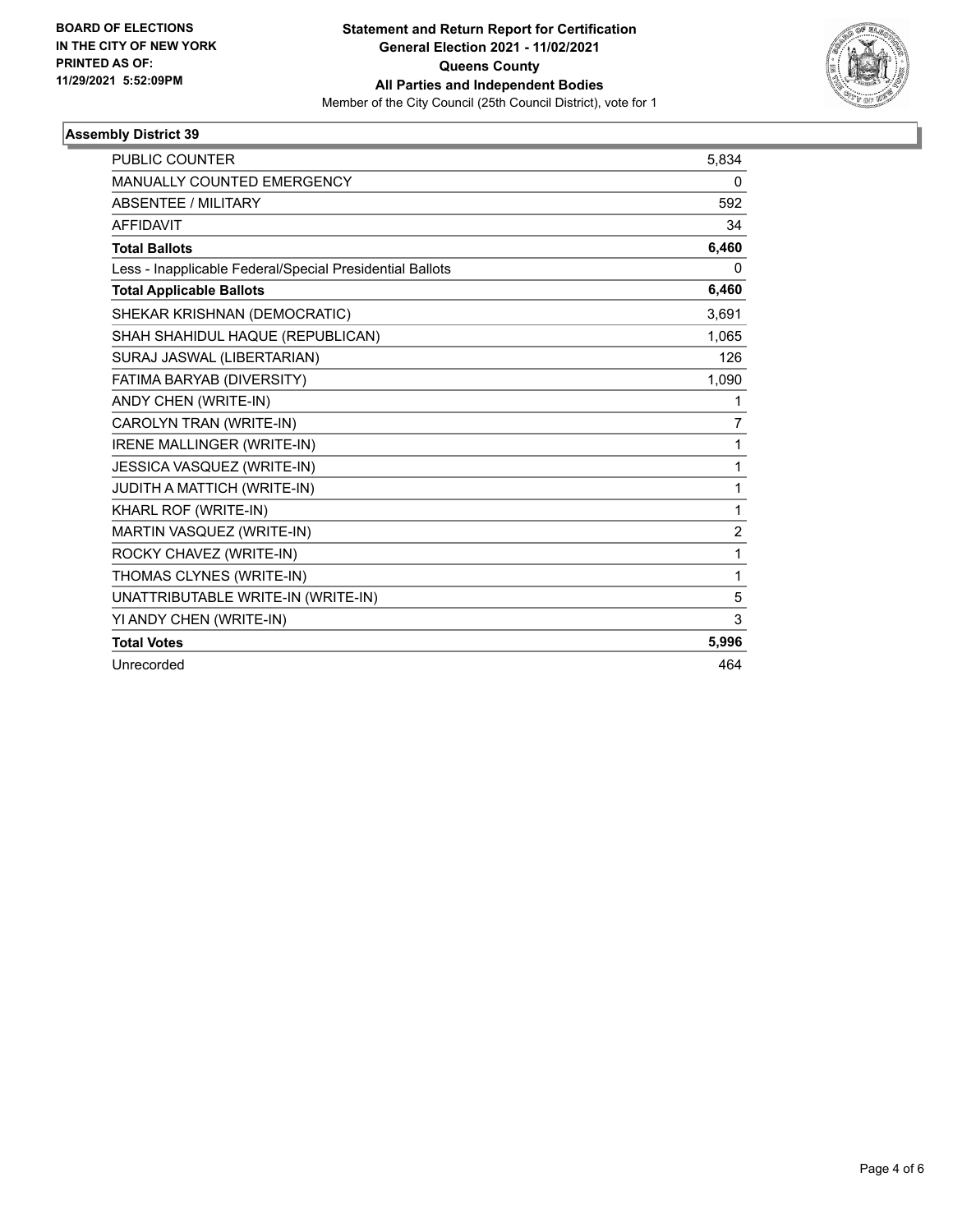**BOARD OF ELECTIONS IN THE CITY OF NEW YORK PRINTED AS OF: 11/29/2021 5:52:09PM**

**Statement and Return Report for Certification**
**General Election 2021 - 11/02/2021**
**Queens County**
**All Parties and Independent Bodies**
Member of the City Council (25th Council District), vote for 1

### Assembly District 39

| | |
|---|---|
| PUBLIC COUNTER | 5,834 |
| MANUALLY COUNTED EMERGENCY | 0 |
| ABSENTEE / MILITARY | 592 |
| AFFIDAVIT | 34 |
| **Total Ballots** | **6,460** |
| Less - Inapplicable Federal/Special Presidential Ballots | 0 |
| **Total Applicable Ballots** | **6,460** |
| SHEKAR KRISHNAN (DEMOCRATIC) | 3,691 |
| SHAH SHAHIDUL HAQUE (REPUBLICAN) | 1,065 |
| SURAJ JASWAL (LIBERTARIAN) | 126 |
| FATIMA BARYAB (DIVERSITY) | 1,090 |
| ANDY CHEN (WRITE-IN) | 1 |
| CAROLYN TRAN (WRITE-IN) | 7 |
| IRENE MALLINGER (WRITE-IN) | 1 |
| JESSICA VASQUEZ (WRITE-IN) | 1 |
| JUDITH A MATTICH (WRITE-IN) | 1 |
| KHARL ROF (WRITE-IN) | 1 |
| MARTIN VASQUEZ (WRITE-IN) | 2 |
| ROCKY CHAVEZ (WRITE-IN) | 1 |
| THOMAS CLYNES (WRITE-IN) | 1 |
| UNATTRIBUTABLE WRITE-IN (WRITE-IN) | 5 |
| YI ANDY CHEN (WRITE-IN) | 3 |
| **Total Votes** | **5,996** |
| Unrecorded | 464 |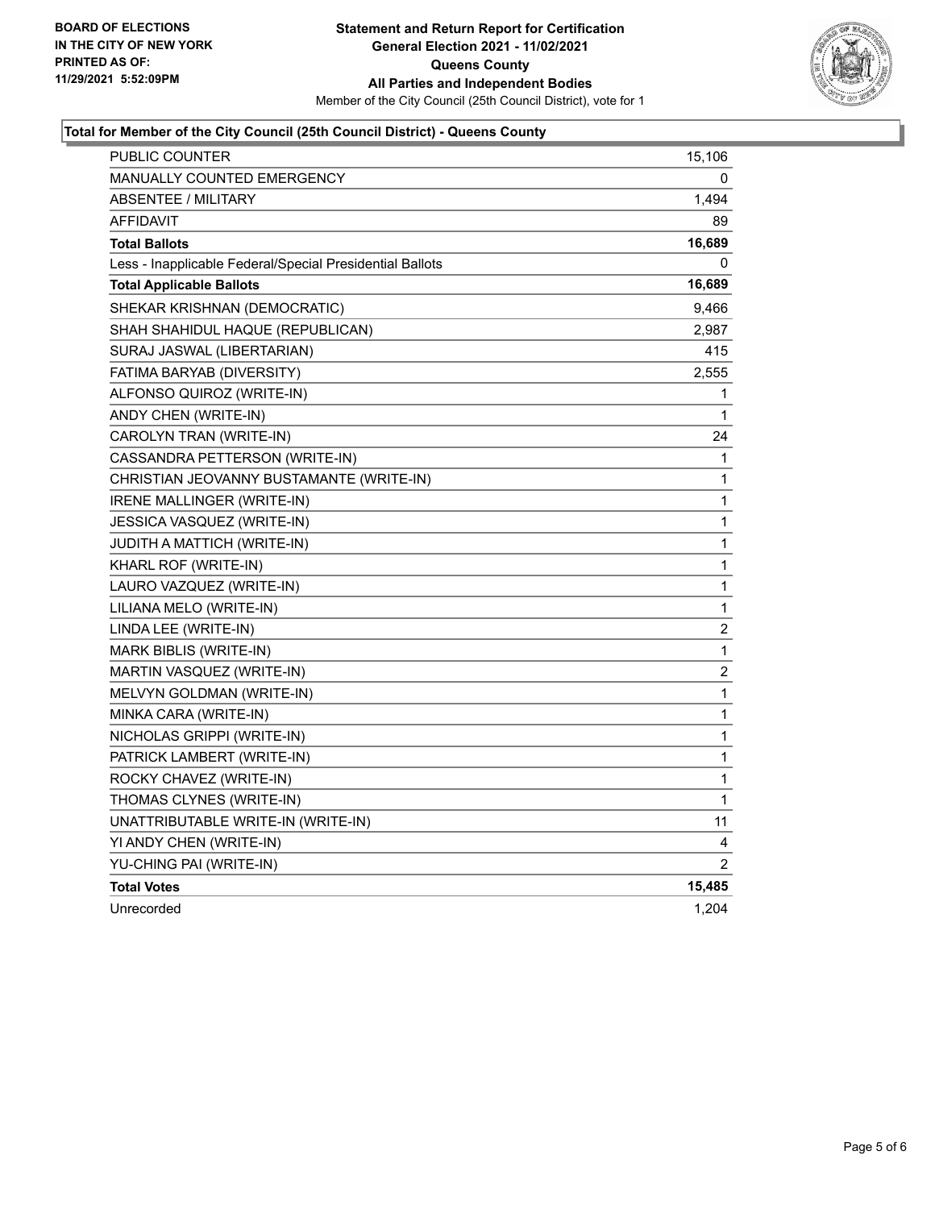**BOARD OF ELECTIONS IN THE CITY OF NEW YORK PRINTED AS OF: 11/29/2021 5:52:09PM**

**Statement and Return Report for Certification General Election 2021 - 11/02/2021 Queens County All Parties and Independent Bodies**

Member of the City Council (25th Council District), vote for 1

**Total for Member of the City Council (25th Council District) - Queens County**

| | |
|---|---|
| PUBLIC COUNTER | 15,106 |
| MANUALLY COUNTED EMERGENCY | 0 |
| ABSENTEE / MILITARY | 1,494 |
| AFFIDAVIT | 89 |
| **Total Ballots** | **16,689** |
| Less - Inapplicable Federal/Special Presidential Ballots | 0 |
| **Total Applicable Ballots** | **16,689** |
| SHEKAR KRISHNAN (DEMOCRATIC) | 9,466 |
| SHAH SHAHIDUL HAQUE (REPUBLICAN) | 2,987 |
| SURAJ JASWAL (LIBERTARIAN) | 415 |
| FATIMA BARYAB (DIVERSITY) | 2,555 |
| ALFONSO QUIROZ (WRITE-IN) | 1 |
| ANDY CHEN (WRITE-IN) | 1 |
| CAROLYN TRAN (WRITE-IN) | 24 |
| CASSANDRA PETTERSON (WRITE-IN) | 1 |
| CHRISTIAN JEOVANNY BUSTAMANTE (WRITE-IN) | 1 |
| IRENE MALLINGER (WRITE-IN) | 1 |
| JESSICA VASQUEZ (WRITE-IN) | 1 |
| JUDITH A MATTICH (WRITE-IN) | 1 |
| KHARL ROF (WRITE-IN) | 1 |
| LAURO VAZQUEZ (WRITE-IN) | 1 |
| LILIANA MELO (WRITE-IN) | 1 |
| LINDA LEE (WRITE-IN) | 2 |
| MARK BIBLIS (WRITE-IN) | 1 |
| MARTIN VASQUEZ (WRITE-IN) | 2 |
| MELVYN GOLDMAN (WRITE-IN) | 1 |
| MINKA CARA (WRITE-IN) | 1 |
| NICHOLAS GRIPPI (WRITE-IN) | 1 |
| PATRICK LAMBERT (WRITE-IN) | 1 |
| ROCKY CHAVEZ (WRITE-IN) | 1 |
| THOMAS CLYNES (WRITE-IN) | 1 |
| UNATTRIBUTABLE WRITE-IN (WRITE-IN) | 11 |
| YI ANDY CHEN (WRITE-IN) | 4 |
| YU-CHING PAI (WRITE-IN) | 2 |
| **Total Votes** | **15,485** |
| Unrecorded | 1,204 |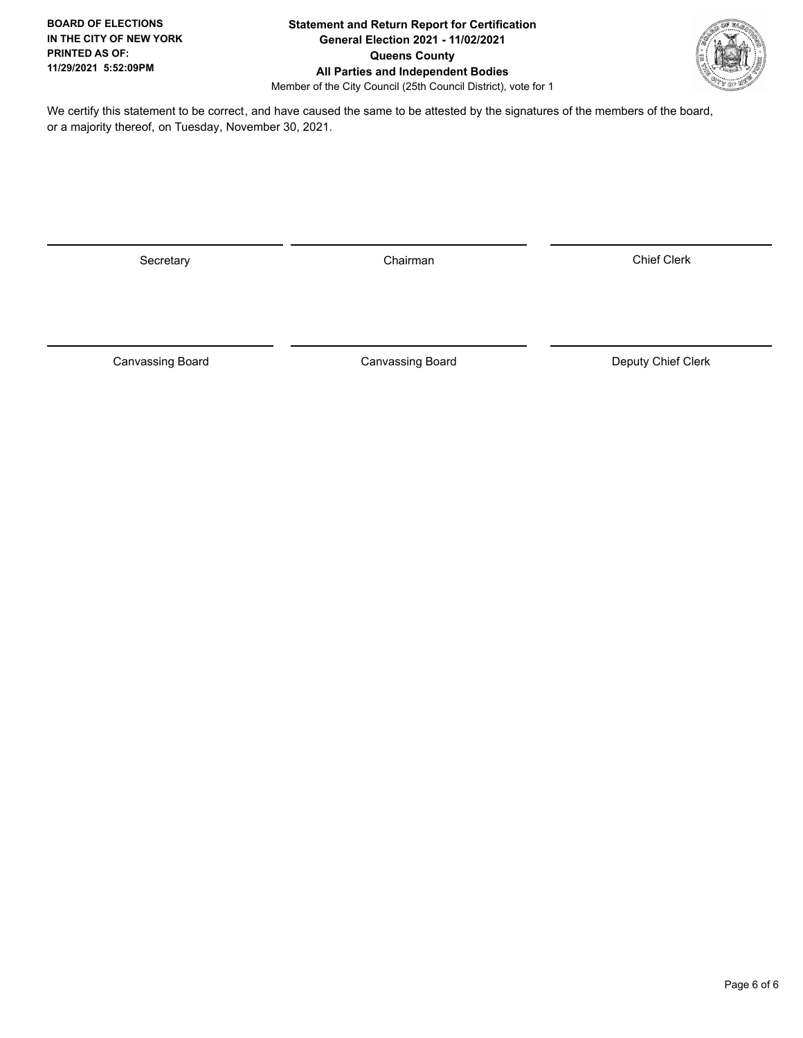**BOARD OF ELECTIONS IN THE CITY OF NEW YORK**
**PRINTED AS OF: 11/29/2021 5:52:09PM**

**Statement and Return Report for Certification**
**General Election 2021 - 11/02/2021**
**Queens County**
**All Parties and Independent Bodies**
Member of the City Council (25th Council District), vote for 1

We certify this statement to be correct, and have caused the same to be attested by the signatures of the members of the board, or a majority thereof, on Tuesday, November 30, 2021.

| | | |
|---|---|---|
| Secretary | Chairman | Chief Clerk |
| Canvassing Board | Canvassing Board | Deputy Chief Clerk |